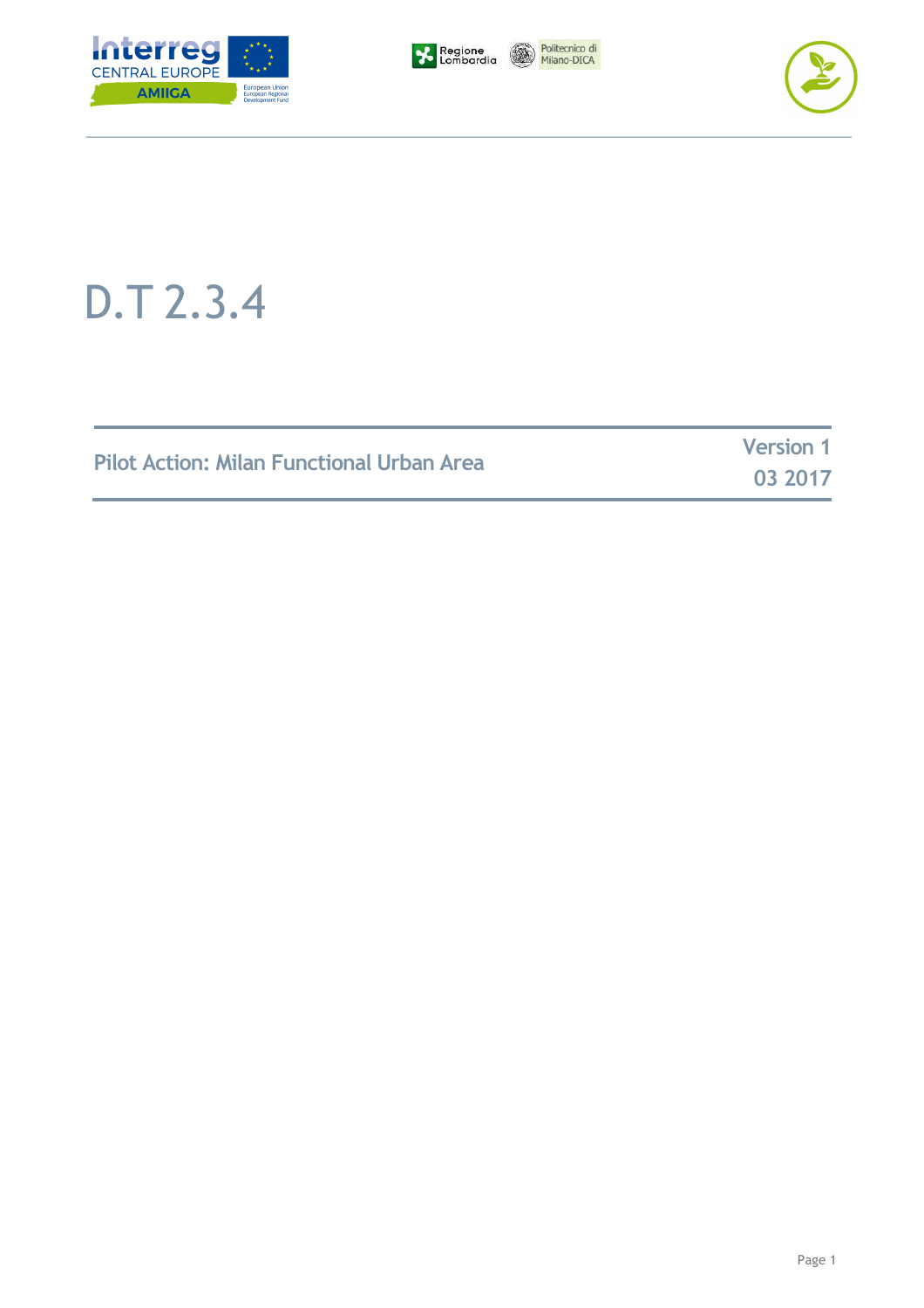# D.T 2.3.4

| Pilot Action: Milan Functional Urban Area | Version 1<br>03 2017 |
| --- | --- |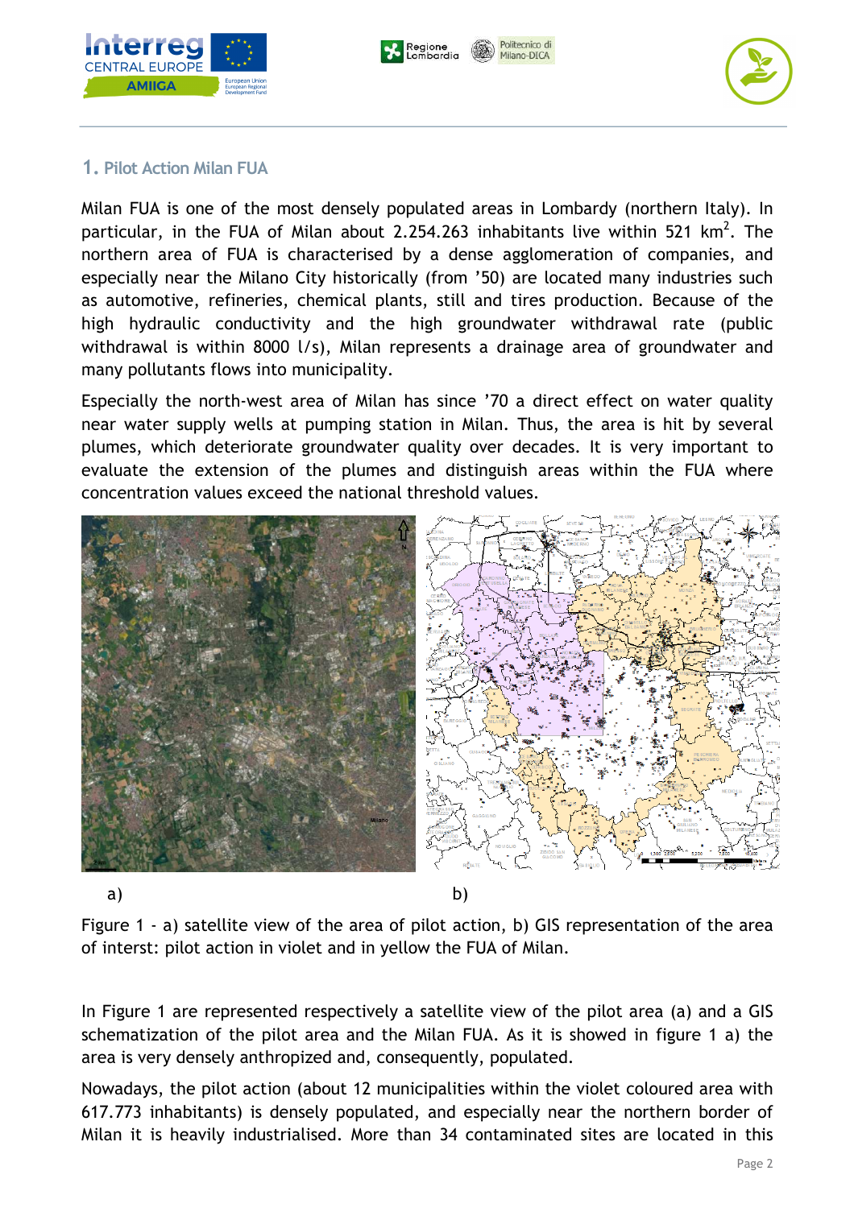## 1. Pilot Action Milan FUA

Milan FUA is one of the most densely populated areas in Lombardy (northern Italy). In particular, in the FUA of Milan about 2.254.263 inhabitants live within 521 $km^2$. The northern area of FUA is characterised by a dense agglomeration of companies, and especially near the Milano City historically (from '50) are located many industries such as automotive, refineries, chemical plants, still and tires production. Because of the high hydraulic conductivity and the high groundwater withdrawal rate (public withdrawal is within 8000 l/s), Milan represents a drainage area of groundwater and many pollutants flows into municipality.

Especially the north-west area of Milan has since '70 a direct effect on water quality near water supply wells at pumping station in Milan. Thus, the area is hit by several plumes, which deteriorate groundwater quality over decades. It is very important to evaluate the extension of the plumes and distinguish areas within the FUA where concentration values exceed the national threshold values.

a) b)

Figure 1 - a) satellite view of the area of pilot action, b) GIS representation of the area of interst: pilot action in violet and in yellow the FUA of Milan.

In Figure 1 are represented respectively a satellite view of the pilot area (a) and a GIS schematization of the pilot area and the Milan FUA. As it is showed in figure 1 a) the area is very densely anthropized and, consequently, populated.

Nowadays, the pilot action (about 12 municipalities within the violet coloured area with 617.773 inhabitants) is densely populated, and especially near the northern border of Milan it is heavily industrialised. More than 34 contaminated sites are located in this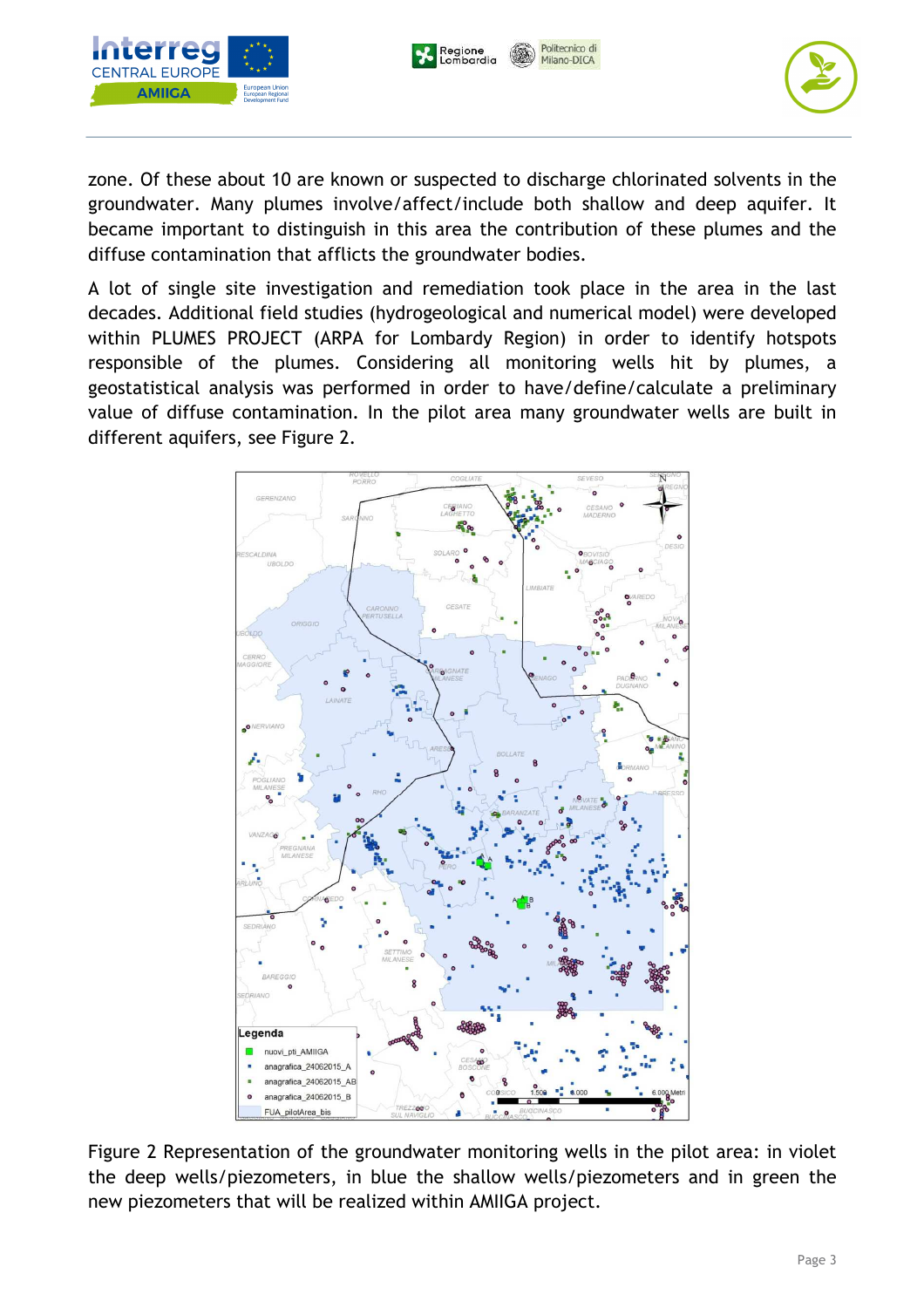zone. Of these about 10 are known or suspected to discharge chlorinated solvents in the groundwater. Many plumes involve/affect/include both shallow and deep aquifer. It became important to distinguish in this area the contribution of these plumes and the diffuse contamination that afflicts the groundwater bodies.

A lot of single site investigation and remediation took place in the area in the last decades. Additional field studies (hydrogeological and numerical model) were developed within PLUMES PROJECT (ARPA for Lombardy Region) in order to identify hotspots responsible of the plumes. Considering all monitoring wells hit by plumes, a geostatistical analysis was performed in order to have/define/calculate a preliminary value of diffuse contamination. In the pilot area many groundwater wells are built in different aquifers, see Figure 2.

Figure 2 Representation of the groundwater monitoring wells in the pilot area: in violet the deep wells/piezometers, in blue the shallow wells/piezometers and in green the new piezometers that will be realized within AMIIGA project.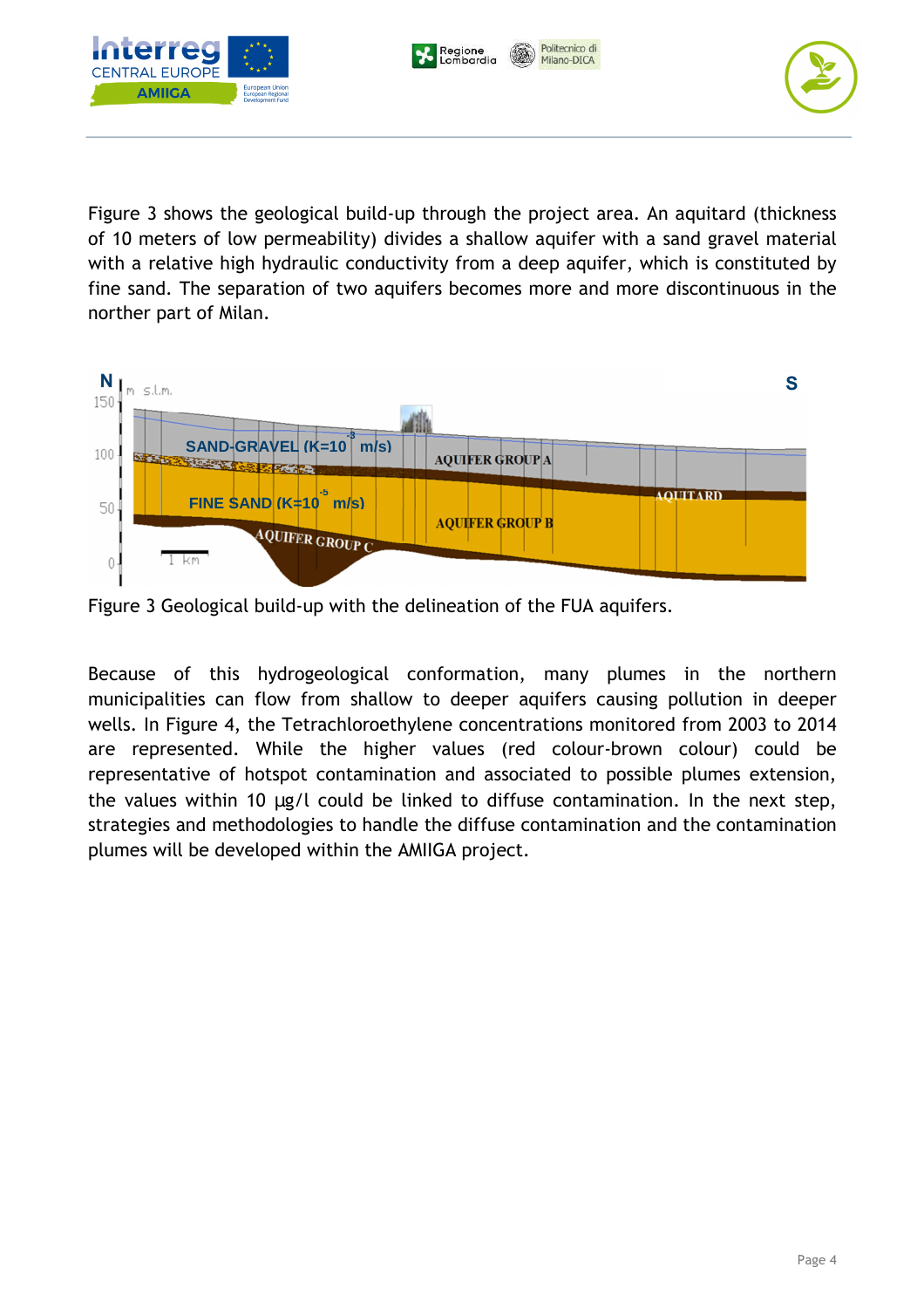Figure 3 shows the geological build-up through the project area. An aquitard (thickness of 10 meters of low permeability) divides a shallow aquifer with a sand gravel material with a relative high hydraulic conductivity from a deep aquifer, which is constituted by fine sand. The separation of two aquifers becomes more and more discontinuous in the norther part of Milan.

Figure 3 Geological build-up with the delineation of the FUA aquifers.

Because of this hydrogeological conformation, many plumes in the northern municipalities can flow from shallow to deeper aquifers causing pollution in deeper wells. In Figure 4, the Tetrachloroethylene concentrations monitored from 2003 to 2014 are represented. While the higher values (red colour-brown colour) could be representative of hotspot contamination and associated to possible plumes extension, the values within 10 µg/l could be linked to diffuse contamination. In the next step, strategies and methodologies to handle the diffuse contamination and the contamination plumes will be developed within the AMIIGA project.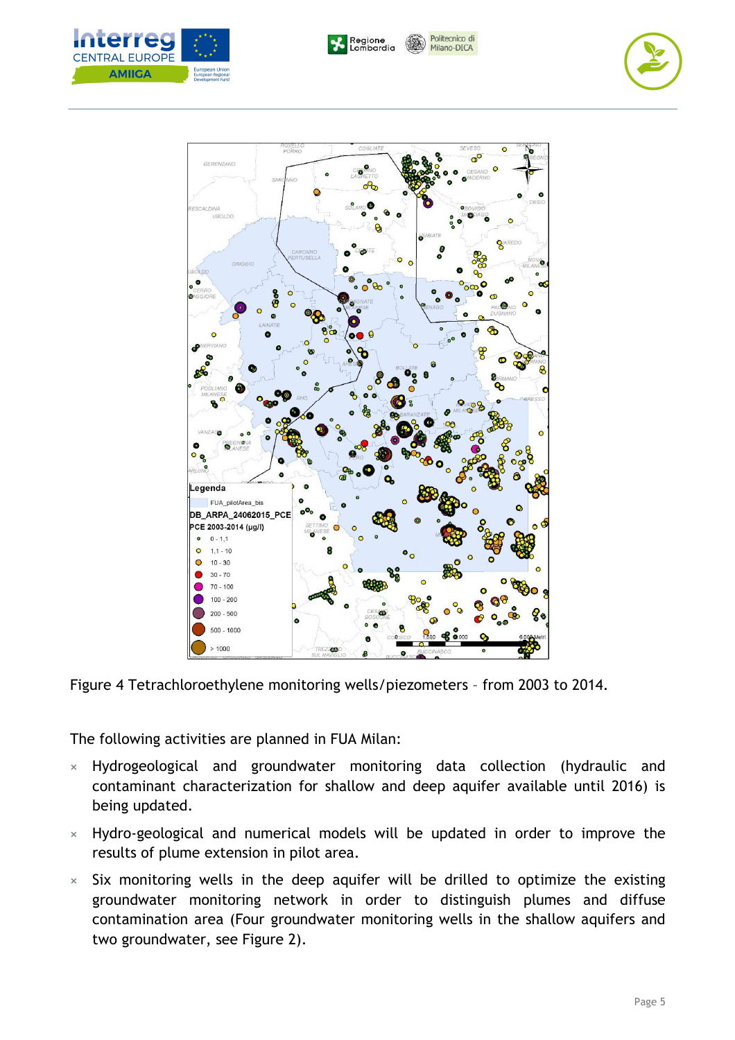Figure 4 Tetrachloroethylene monitoring wells/piezometers – from 2003 to 2014.

The following activities are planned in FUA Milan:

- Hydrogeological and groundwater monitoring data collection (hydraulic and contaminant characterization for shallow and deep aquifer available until 2016) is being updated.
- Hydro-geological and numerical models will be updated in order to improve the results of plume extension in pilot area.
- Six monitoring wells in the deep aquifer will be drilled to optimize the existing groundwater monitoring network in order to distinguish plumes and diffuse contamination area (Four groundwater monitoring wells in the shallow aquifers and two groundwater, see Figure 2).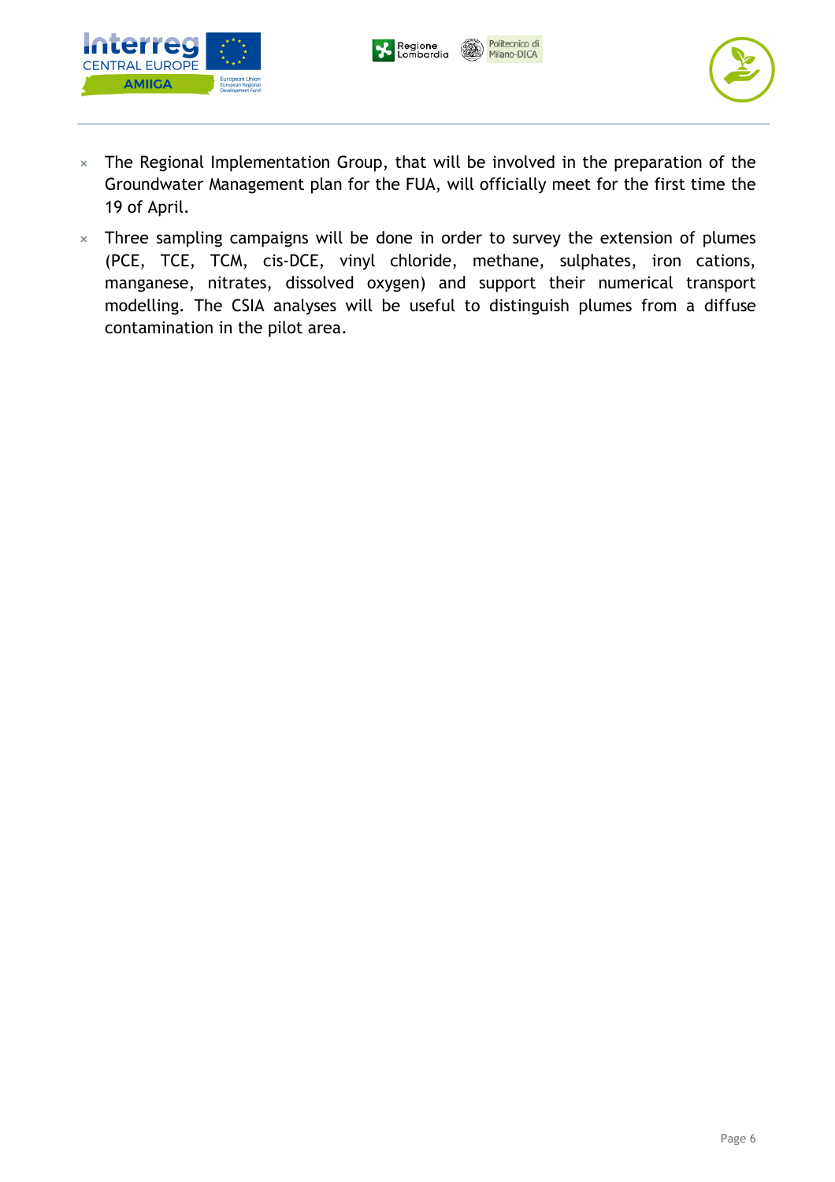- The Regional Implementation Group, that will be involved in the preparation of the Groundwater Management plan for the FUA, will officially meet for the first time the 19 of April.
- Three sampling campaigns will be done in order to survey the extension of plumes (PCE, TCE, TCM, cis-DCE, vinyl chloride, methane, sulphates, iron cations, manganese, nitrates, dissolved oxygen) and support their numerical transport modelling. The CSIA analyses will be useful to distinguish plumes from a diffuse contamination in the pilot area.